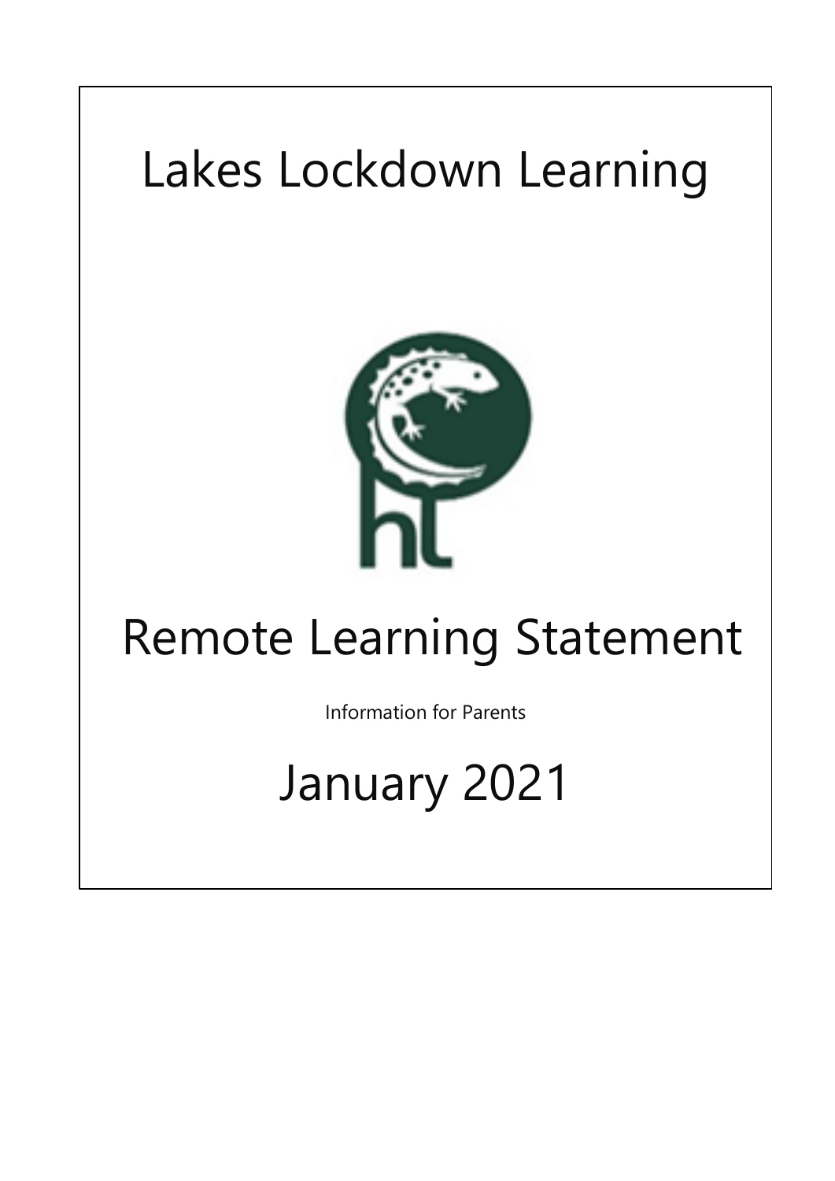# Lakes Lockdown Learning

# Remote Learning Statement

Information for Parents

## January 2021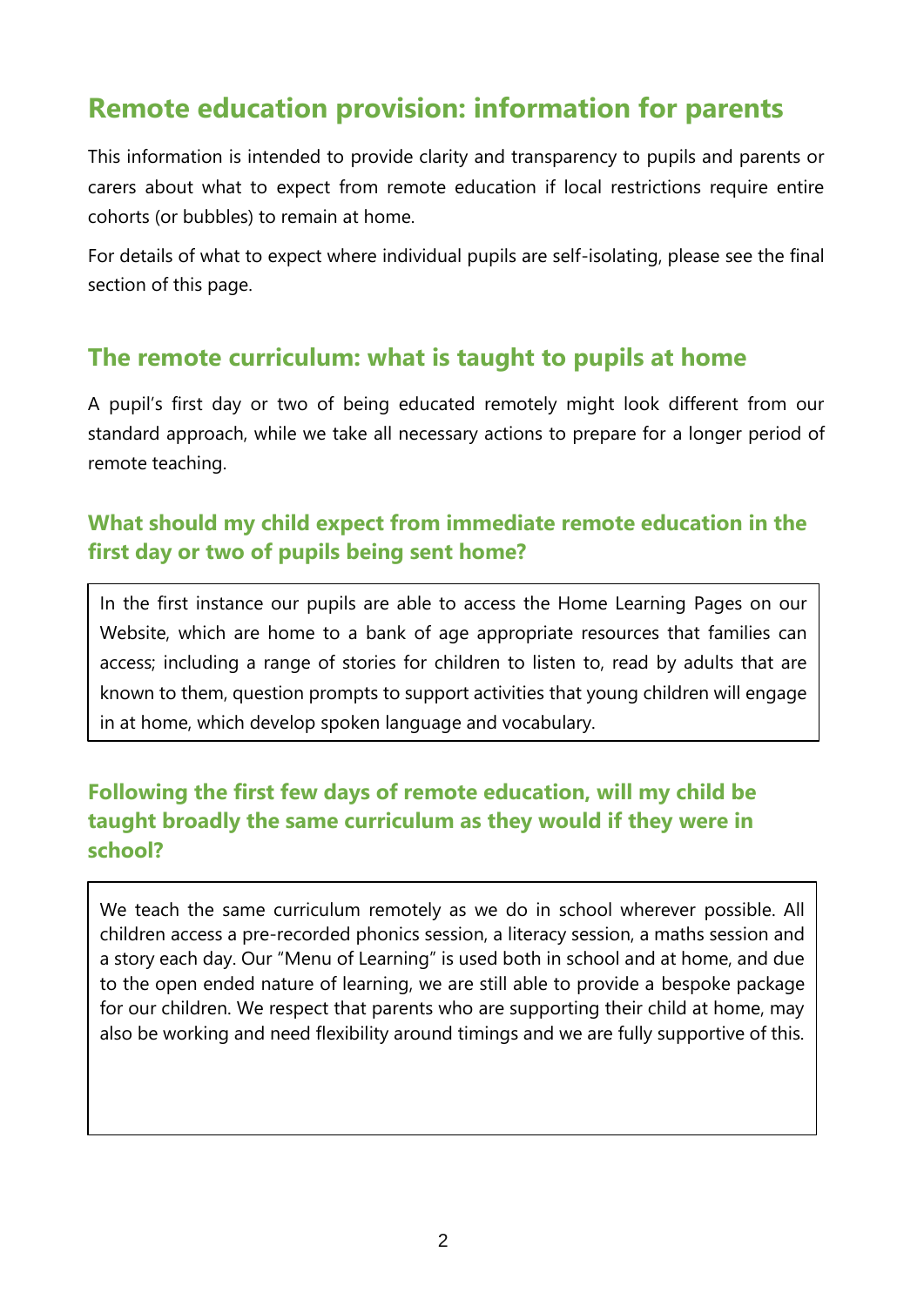# Remote education provision: information for parents

This information is intended to provide clarity and transparency to pupils and parents or carers about what to expect from remote education if local restrictions require entire cohorts (or bubbles) to remain at home.

For details of what to expect where individual pupils are self-isolating, please see the final section of this page.

## The remote curriculum: what is taught to pupils at home

A pupil's first day or two of being educated remotely might look different from our standard approach, while we take all necessary actions to prepare for a longer period of remote teaching.

### What should my child expect from immediate remote education in the first day or two of pupils being sent home?

In the first instance our pupils are able to access the Home Learning Pages on our Website, which are home to a bank of age appropriate resources that families can access; including a range of stories for children to listen to, read by adults that are known to them, question prompts to support activities that young children will engage in at home, which develop spoken language and vocabulary.

### Following the first few days of remote education, will my child be taught broadly the same curriculum as they would if they were in school?

We teach the same curriculum remotely as we do in school wherever possible. All children access a pre-recorded phonics session, a literacy session, a maths session and a story each day. Our "Menu of Learning" is used both in school and at home, and due to the open ended nature of learning, we are still able to provide a bespoke package for our children. We respect that parents who are supporting their child at home, may also be working and need flexibility around timings and we are fully supportive of this.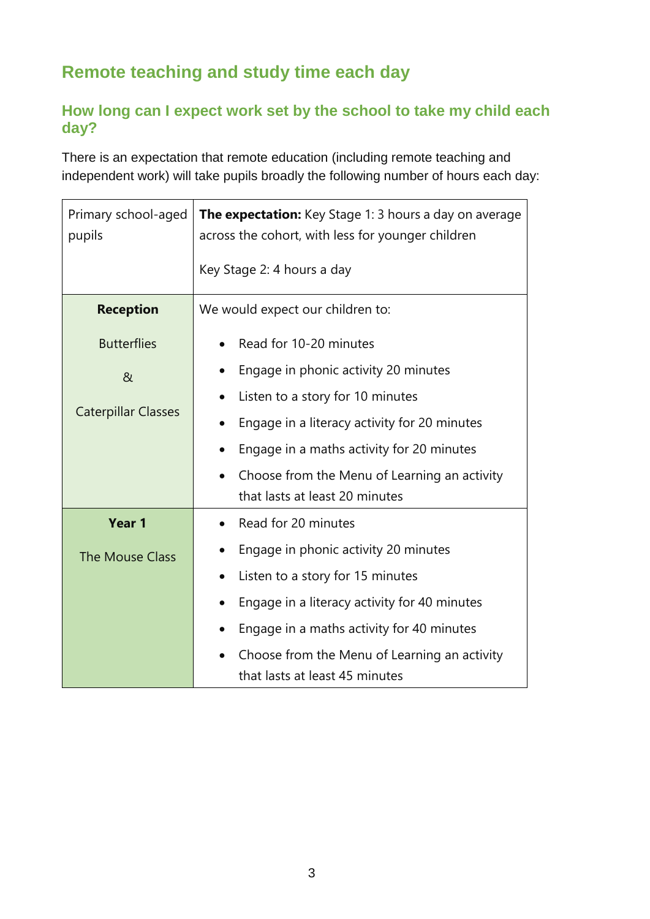## Remote teaching and study time each day

### How long can I expect work set by the school to take my child each day?

There is an expectation that remote education (including remote teaching and independent work) will take pupils broadly the following number of hours each day:

| Primary school-aged pupils | **The expectation:** Key Stage 1: 3 hours a day on average across the cohort, with less for younger children<br><br>Key Stage 2: 4 hours a day |
|---|---|
| **Reception**<br><br>Butterflies<br><br>&<br><br>Caterpillar Classes | We would expect our children to:<br><br>• Read for 10-20 minutes<br>• Engage in phonic activity 20 minutes<br>• Listen to a story for 10 minutes<br>• Engage in a literacy activity for 20 minutes<br>• Engage in a maths activity for 20 minutes<br>• Choose from the Menu of Learning an activity that lasts at least 20 minutes |
| **Year 1**<br><br>The Mouse Class | • Read for 20 minutes<br>• Engage in phonic activity 20 minutes<br>• Listen to a story for 15 minutes<br>• Engage in a literacy activity for 40 minutes<br>• Engage in a maths activity for 40 minutes<br>• Choose from the Menu of Learning an activity that lasts at least 45 minutes |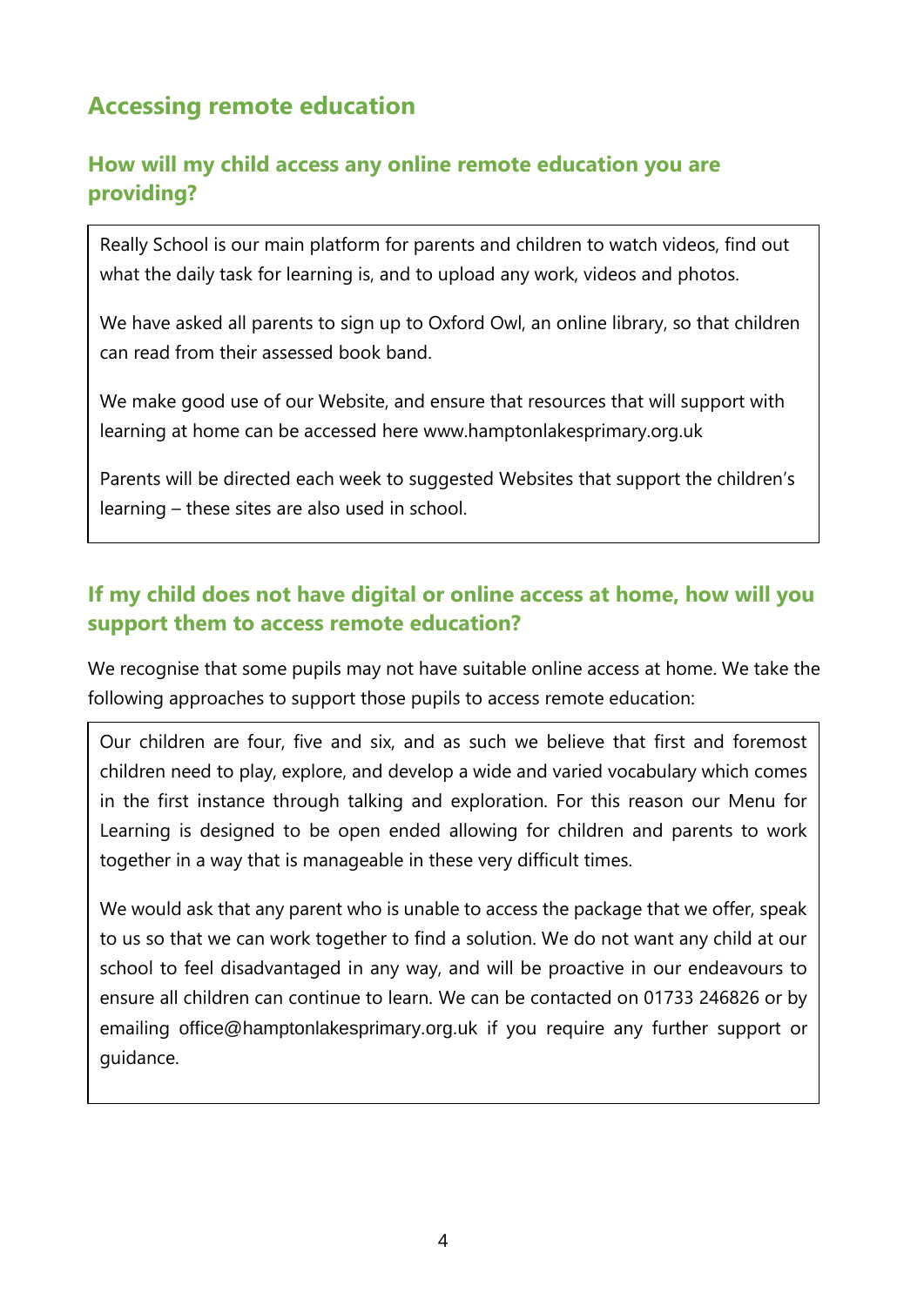## Accessing remote education

### How will my child access any online remote education you are providing?

Really School is our main platform for parents and children to watch videos, find out what the daily task for learning is, and to upload any work, videos and photos.

We have asked all parents to sign up to Oxford Owl, an online library, so that children can read from their assessed book band.

We make good use of our Website, and ensure that resources that will support with learning at home can be accessed here www.hamptonlakesprimary.org.uk

Parents will be directed each week to suggested Websites that support the children's learning – these sites are also used in school.

### If my child does not have digital or online access at home, how will you support them to access remote education?

We recognise that some pupils may not have suitable online access at home. We take the following approaches to support those pupils to access remote education:

Our children are four, five and six, and as such we believe that first and foremost children need to play, explore, and develop a wide and varied vocabulary which comes in the first instance through talking and exploration. For this reason our Menu for Learning is designed to be open ended allowing for children and parents to work together in a way that is manageable in these very difficult times.

We would ask that any parent who is unable to access the package that we offer, speak to us so that we can work together to find a solution. We do not want any child at our school to feel disadvantaged in any way, and will be proactive in our endeavours to ensure all children can continue to learn. We can be contacted on 01733 246826 or by emailing office@hamptonlakesprimary.org.uk if you require any further support or guidance.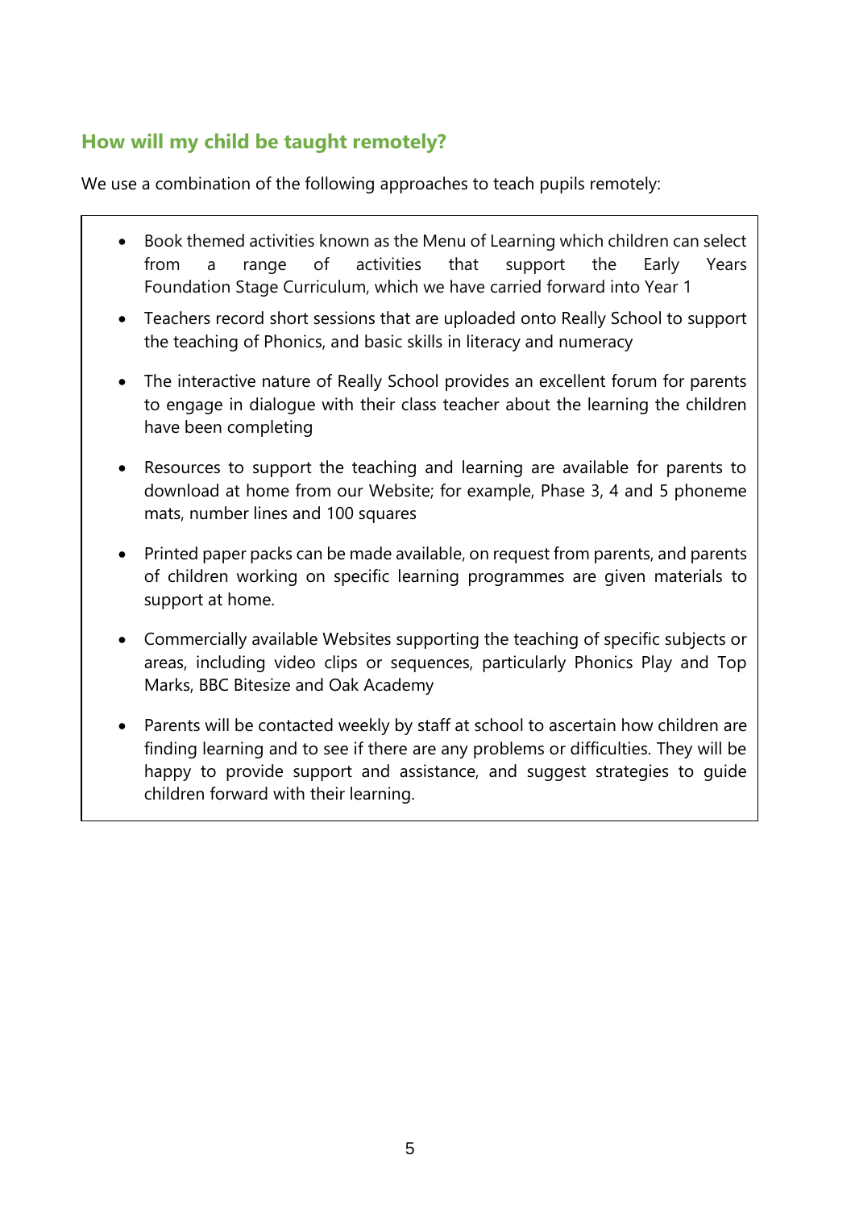## How will my child be taught remotely?

We use a combination of the following approaches to teach pupils remotely:

- Book themed activities known as the Menu of Learning which children can select from a range of activities that support the Early Years Foundation Stage Curriculum, which we have carried forward into Year 1
- Teachers record short sessions that are uploaded onto Really School to support the teaching of Phonics, and basic skills in literacy and numeracy
- The interactive nature of Really School provides an excellent forum for parents to engage in dialogue with their class teacher about the learning the children have been completing
- Resources to support the teaching and learning are available for parents to download at home from our Website; for example, Phase 3, 4 and 5 phoneme mats, number lines and 100 squares
- Printed paper packs can be made available, on request from parents, and parents of children working on specific learning programmes are given materials to support at home.
- Commercially available Websites supporting the teaching of specific subjects or areas, including video clips or sequences, particularly Phonics Play and Top Marks, BBC Bitesize and Oak Academy
- Parents will be contacted weekly by staff at school to ascertain how children are finding learning and to see if there are any problems or difficulties. They will be happy to provide support and assistance, and suggest strategies to guide children forward with their learning.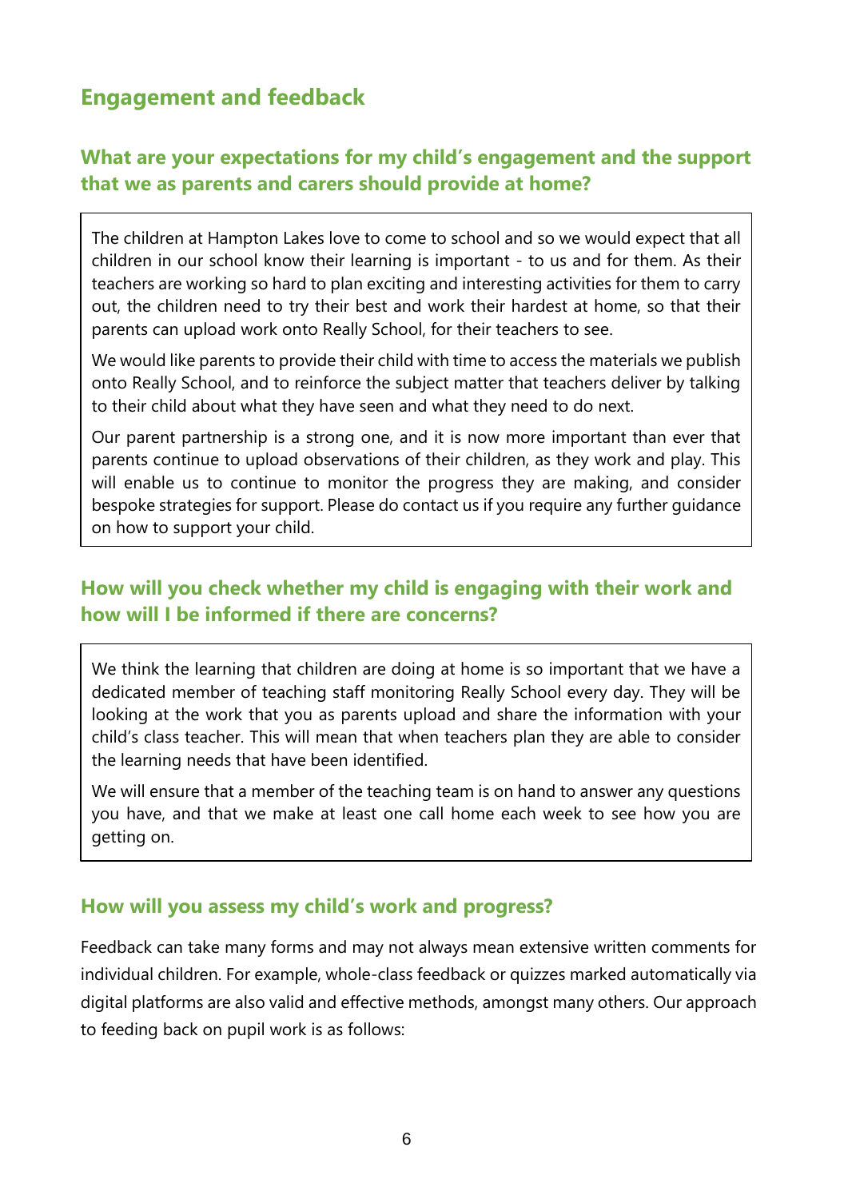## Engagement and feedback

### What are your expectations for my child's engagement and the support that we as parents and carers should provide at home?

The children at Hampton Lakes love to come to school and so we would expect that all children in our school know their learning is important - to us and for them. As their teachers are working so hard to plan exciting and interesting activities for them to carry out, the children need to try their best and work their hardest at home, so that their parents can upload work onto Really School, for their teachers to see.

We would like parents to provide their child with time to access the materials we publish onto Really School, and to reinforce the subject matter that teachers deliver by talking to their child about what they have seen and what they need to do next.

Our parent partnership is a strong one, and it is now more important than ever that parents continue to upload observations of their children, as they work and play. This will enable us to continue to monitor the progress they are making, and consider bespoke strategies for support. Please do contact us if you require any further guidance on how to support your child.

### How will you check whether my child is engaging with their work and how will I be informed if there are concerns?

We think the learning that children are doing at home is so important that we have a dedicated member of teaching staff monitoring Really School every day. They will be looking at the work that you as parents upload and share the information with your child's class teacher. This will mean that when teachers plan they are able to consider the learning needs that have been identified.

We will ensure that a member of the teaching team is on hand to answer any questions you have, and that we make at least one call home each week to see how you are getting on.

### How will you assess my child's work and progress?

Feedback can take many forms and may not always mean extensive written comments for individual children. For example, whole-class feedback or quizzes marked automatically via digital platforms are also valid and effective methods, amongst many others. Our approach to feeding back on pupil work is as follows: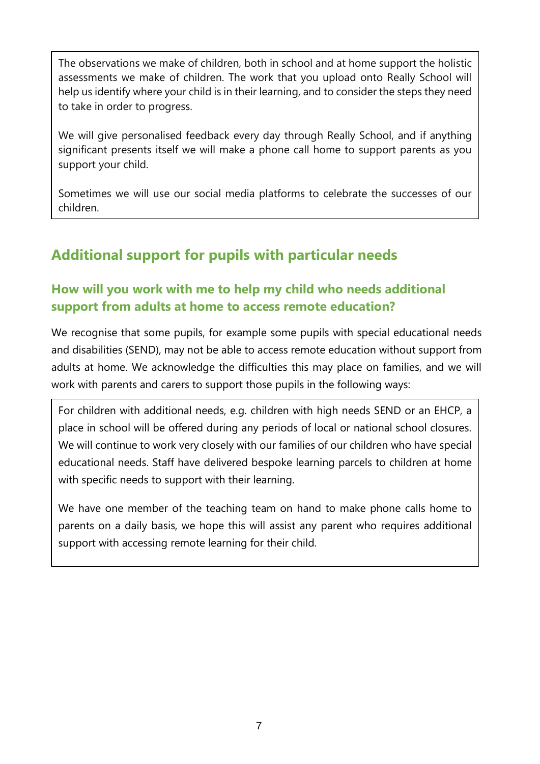The observations we make of children, both in school and at home support the holistic assessments we make of children. The work that you upload onto Really School will help us identify where your child is in their learning, and to consider the steps they need to take in order to progress.

We will give personalised feedback every day through Really School, and if anything significant presents itself we will make a phone call home to support parents as you support your child.

Sometimes we will use our social media platforms to celebrate the successes of our children.

## Additional support for pupils with particular needs

### How will you work with me to help my child who needs additional support from adults at home to access remote education?

We recognise that some pupils, for example some pupils with special educational needs and disabilities (SEND), may not be able to access remote education without support from adults at home. We acknowledge the difficulties this may place on families, and we will work with parents and carers to support those pupils in the following ways:

For children with additional needs, e.g. children with high needs SEND or an EHCP, a place in school will be offered during any periods of local or national school closures. We will continue to work very closely with our families of our children who have special educational needs. Staff have delivered bespoke learning parcels to children at home with specific needs to support with their learning.

We have one member of the teaching team on hand to make phone calls home to parents on a daily basis, we hope this will assist any parent who requires additional support with accessing remote learning for their child.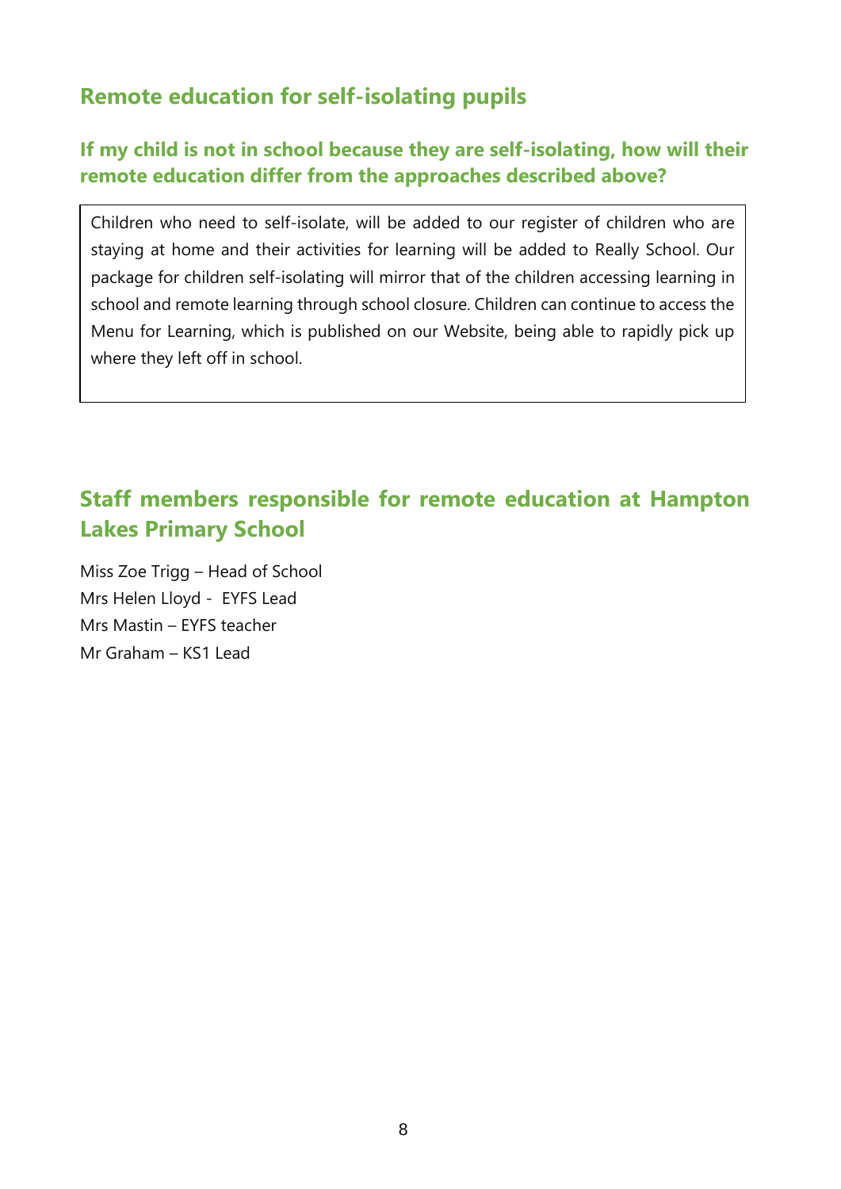## Remote education for self-isolating pupils

### If my child is not in school because they are self-isolating, how will their remote education differ from the approaches described above?

Children who need to self-isolate, will be added to our register of children who are staying at home and their activities for learning will be added to Really School. Our package for children self-isolating will mirror that of the children accessing learning in school and remote learning through school closure. Children can continue to access the Menu for Learning, which is published on our Website, being able to rapidly pick up where they left off in school.

## Staff members responsible for remote education at Hampton Lakes Primary School

Miss Zoe Trigg – Head of School
Mrs Helen Lloyd - EYFS Lead
Mrs Mastin – EYFS teacher
Mr Graham – KS1 Lead